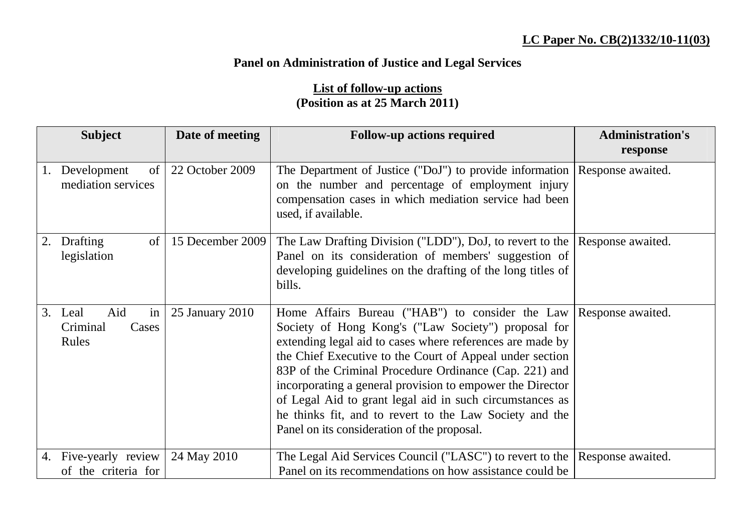**LC Paper No. CB(2)1332/10-11(03)**

## Panel on Administration of Justice and Legal Services

### List of follow-up actions
**(Position as at 25 March 2011)**

| Subject | Date of meeting | Follow-up actions required | Administration's response |
|---|---|---|---|
| 1. Development of mediation services | 22 October 2009 | The Department of Justice ("DoJ") to provide information on the number and percentage of employment injury compensation cases in which mediation service had been used, if available. | Response awaited. |
| 2. Drafting of legislation | 15 December 2009 | The Law Drafting Division ("LDD"), DoJ, to revert to the Panel on its consideration of members' suggestion of developing guidelines on the drafting of the long titles of bills. | Response awaited. |
| 3. Leal Aid in Criminal Cases Rules | 25 January 2010 | Home Affairs Bureau ("HAB") to consider the Law Society of Hong Kong's ("Law Society") proposal for extending legal aid to cases where references are made by the Chief Executive to the Court of Appeal under section 83P of the Criminal Procedure Ordinance (Cap. 221) and incorporating a general provision to empower the Director of Legal Aid to grant legal aid in such circumstances as he thinks fit, and to revert to the Law Society and the Panel on its consideration of the proposal. | Response awaited. |
| 4. Five-yearly review of the criteria for | 24 May 2010 | The Legal Aid Services Council ("LASC") to revert to the Panel on its recommendations on how assistance could be | Response awaited. |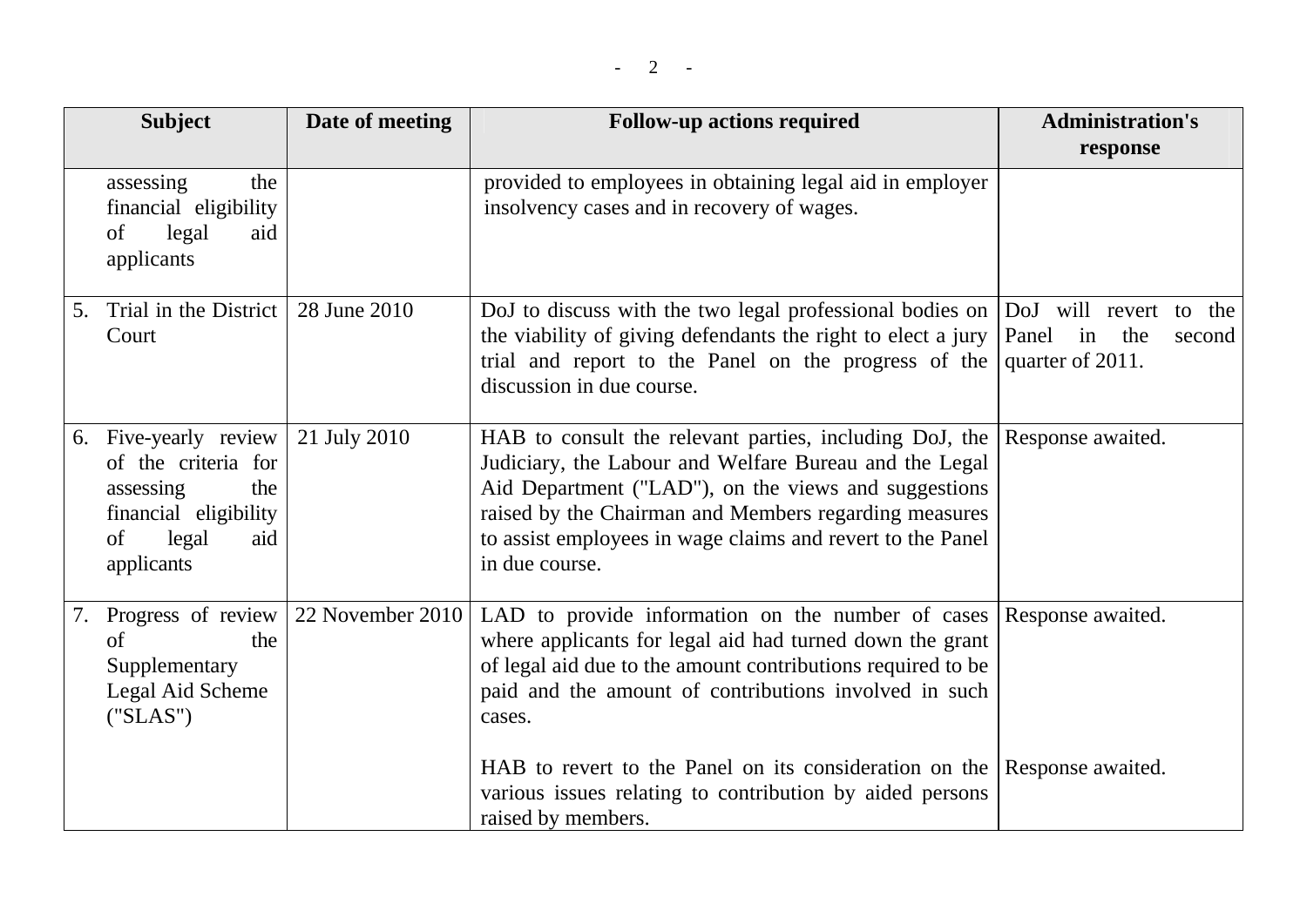| Subject | Date of meeting | Follow-up actions required | Administration's response |
|---|---|---|---|
| assessing the financial eligibility of legal aid applicants | | provided to employees in obtaining legal aid in employer insolvency cases and in recovery of wages. | |
| 5. Trial in the District Court | 28 June 2010 | DoJ to discuss with the two legal professional bodies on the viability of giving defendants the right to elect a jury trial and report to the Panel on the progress of the discussion in due course. | DoJ will revert to the Panel in the second quarter of 2011. |
| 6. Five-yearly review of the criteria for assessing the financial eligibility of legal aid applicants | 21 July 2010 | HAB to consult the relevant parties, including DoJ, the Judiciary, the Labour and Welfare Bureau and the Legal Aid Department ("LAD"), on the views and suggestions raised by the Chairman and Members regarding measures to assist employees in wage claims and revert to the Panel in due course. | Response awaited. |
| 7. Progress of review of the Supplementary Legal Aid Scheme ("SLAS") | 22 November 2010 | LAD to provide information on the number of cases where applicants for legal aid had turned down the grant of legal aid due to the amount contributions required to be paid and the amount of contributions involved in such cases. | Response awaited. |
| | | HAB to revert to the Panel on its consideration on the various issues relating to contribution by aided persons raised by members. | Response awaited. |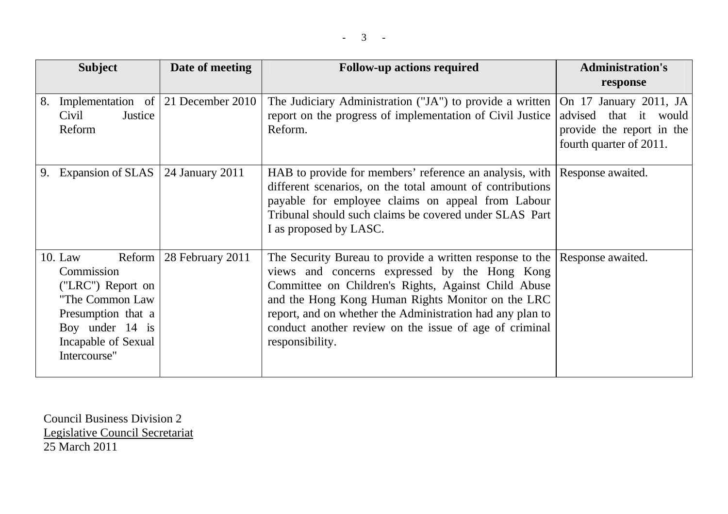| Subject | Date of meeting | Follow-up actions required | Administration's response |
| --- | --- | --- | --- |
| 8. Implementation of Civil Justice Reform | 21 December 2010 | The Judiciary Administration ("JA") to provide a written report on the progress of implementation of Civil Justice Reform. | On 17 January 2011, JA advised that it would provide the report in the fourth quarter of 2011. |
| 9. Expansion of SLAS | 24 January 2011 | HAB to provide for members' reference an analysis, with different scenarios, on the total amount of contributions payable for employee claims on appeal from Labour Tribunal should such claims be covered under SLAS Part I as proposed by LASC. | Response awaited. |
| 10. Law Reform Commission ("LRC") Report on "The Common Law Presumption that a Boy under 14 is Incapable of Sexual Intercourse" | 28 February 2011 | The Security Bureau to provide a written response to the views and concerns expressed by the Hong Kong Committee on Children's Rights, Against Child Abuse and the Hong Kong Human Rights Monitor on the LRC report, and on whether the Administration had any plan to conduct another review on the issue of age of criminal responsibility. | Response awaited. |

Council Business Division 2
Legislative Council Secretariat
25 March 2011